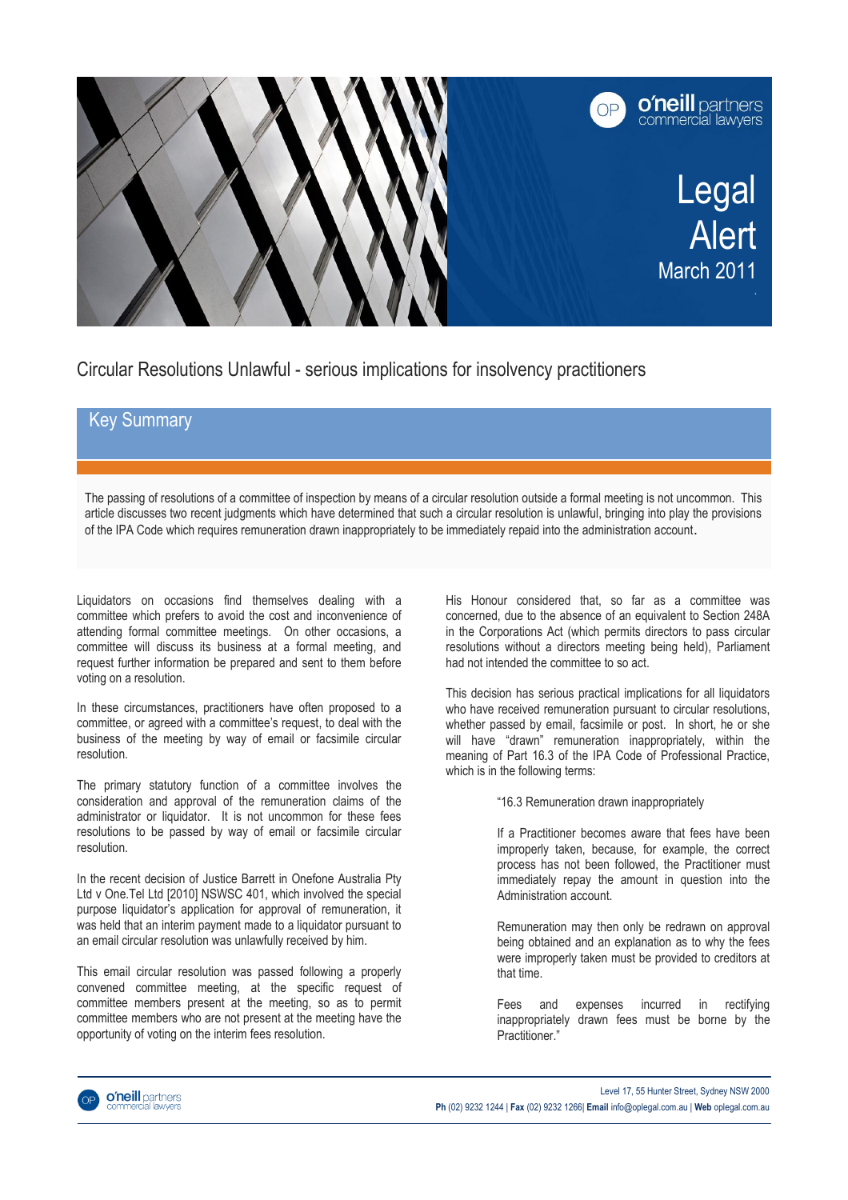Legal Alert
March 2011

# Circular Resolutions Unlawful - serious implications for insolvency practitioners

## Key Summary

The passing of resolutions of a committee of inspection by means of a circular resolution outside a formal meeting is not uncommon. This article discusses two recent judgments which have determined that such a circular resolution is unlawful, bringing into play the provisions of the IPA Code which requires remuneration drawn inappropriately to be immediately repaid into the administration account.

Liquidators on occasions find themselves dealing with a committee which prefers to avoid the cost and inconvenience of attending formal committee meetings. On other occasions, a committee will discuss its business at a formal meeting, and request further information be prepared and sent to them before voting on a resolution.

In these circumstances, practitioners have often proposed to a committee, or agreed with a committee's request, to deal with the business of the meeting by way of email or facsimile circular resolution.

The primary statutory function of a committee involves the consideration and approval of the remuneration claims of the administrator or liquidator. It is not uncommon for these fees resolutions to be passed by way of email or facsimile circular resolution.

In the recent decision of Justice Barrett in Onefone Australia Pty Ltd v One.Tel Ltd [2010] NSWSC 401, which involved the special purpose liquidator's application for approval of remuneration, it was held that an interim payment made to a liquidator pursuant to an email circular resolution was unlawfully received by him.

This email circular resolution was passed following a properly convened committee meeting, at the specific request of committee members present at the meeting, so as to permit committee members who are not present at the meeting have the opportunity of voting on the interim fees resolution.

His Honour considered that, so far as a committee was concerned, due to the absence of an equivalent to Section 248A in the Corporations Act (which permits directors to pass circular resolutions without a directors meeting being held), Parliament had not intended the committee to so act.

This decision has serious practical implications for all liquidators who have received remuneration pursuant to circular resolutions, whether passed by email, facsimile or post. In short, he or she will have "drawn" remuneration inappropriately, within the meaning of Part 16.3 of the IPA Code of Professional Practice, which is in the following terms:

> "16.3 Remuneration drawn inappropriately
>
> If a Practitioner becomes aware that fees have been improperly taken, because, for example, the correct process has not been followed, the Practitioner must immediately repay the amount in question into the Administration account.
>
> Remuneration may then only be redrawn on approval being obtained and an explanation as to why the fees were improperly taken must be provided to creditors at that time.
>
> Fees and expenses incurred in rectifying inappropriately drawn fees must be borne by the Practitioner."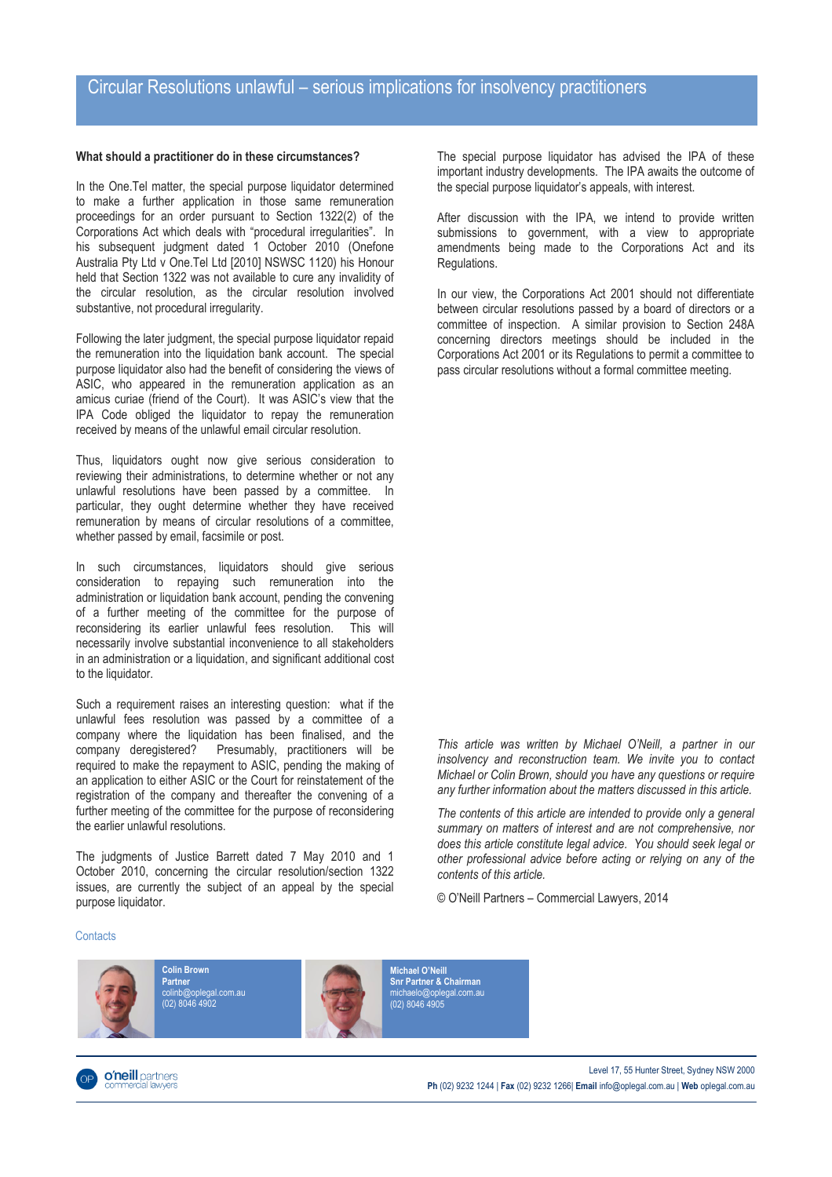### What should a practitioner do in these circumstances?

In the One.Tel matter, the special purpose liquidator determined to make a further application in those same remuneration proceedings for an order pursuant to Section 1322(2) of the Corporations Act which deals with "procedural irregularities". In his subsequent judgment dated 1 October 2010 (Onefone Australia Pty Ltd v One.Tel Ltd [2010] NSWSC 1120) his Honour held that Section 1322 was not available to cure any invalidity of the circular resolution, as the circular resolution involved substantive, not procedural irregularity.

Following the later judgment, the special purpose liquidator repaid the remuneration into the liquidation bank account. The special purpose liquidator also had the benefit of considering the views of ASIC, who appeared in the remuneration application as an amicus curiae (friend of the Court). It was ASIC's view that the IPA Code obliged the liquidator to repay the remuneration received by means of the unlawful email circular resolution.

Thus, liquidators ought now give serious consideration to reviewing their administrations, to determine whether or not any unlawful resolutions have been passed by a committee. In particular, they ought determine whether they have received remuneration by means of circular resolutions of a committee, whether passed by email, facsimile or post.

In such circumstances, liquidators should give serious consideration to repaying such remuneration into the administration or liquidation bank account, pending the convening of a further meeting of the committee for the purpose of reconsidering its earlier unlawful fees resolution. This will necessarily involve substantial inconvenience to all stakeholders in an administration or a liquidation, and significant additional cost to the liquidator.

Such a requirement raises an interesting question: what if the unlawful fees resolution was passed by a committee of a company where the liquidation has been finalised, and the company deregistered? Presumably, practitioners will be required to make the repayment to ASIC, pending the making of an application to either ASIC or the Court for reinstatement of the registration of the company and thereafter the convening of a further meeting of the committee for the purpose of reconsidering the earlier unlawful resolutions.

The judgments of Justice Barrett dated 7 May 2010 and 1 October 2010, concerning the circular resolution/section 1322 issues, are currently the subject of an appeal by the special purpose liquidator.

The special purpose liquidator has advised the IPA of these important industry developments. The IPA awaits the outcome of the special purpose liquidator's appeals, with interest.

After discussion with the IPA, we intend to provide written submissions to government, with a view to appropriate amendments being made to the Corporations Act and its Regulations.

In our view, the Corporations Act 2001 should not differentiate between circular resolutions passed by a board of directors or a committee of inspection. A similar provision to Section 248A concerning directors meetings should be included in the Corporations Act 2001 or its Regulations to permit a committee to pass circular resolutions without a formal committee meeting.

*This article was written by Michael O'Neill, a partner in our insolvency and reconstruction team. We invite you to contact Michael or Colin Brown, should you have any questions or require any further information about the matters discussed in this article.*

*The contents of this article are intended to provide only a general summary on matters of interest and are not comprehensive, nor does this article constitute legal advice. You should seek legal or other professional advice before acting or relying on any of the contents of this article.*

© O'Neill Partners – Commercial Lawyers, 2014

Contacts

**Colin Brown**
**Partner**
colinb@oplegal.com.au
(02) 8046 4902

**Michael O'Neill**
**Snr Partner & Chairman**
michaelo@oplegal.com.au
(02) 8046 4905

o'neill partners commercial lawyers

Level 17, 55 Hunter Street, Sydney NSW 2000
**Ph** (02) 9232 1244 | **Fax** (02) 9232 1266| **Email** info@oplegal.com.au | **Web** oplegal.com.au